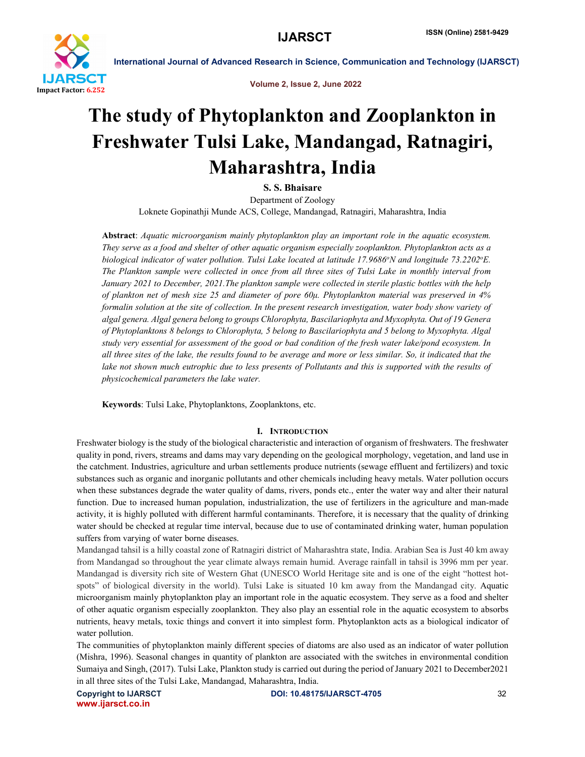# The study of Phytoplankton and Zooplankton in Freshwater Tulsi Lake, Mandangad, Ratnagiri, Maharashtra, India

**S. S. Bhaisare**

Department of Zoology

Loknete Gopinathji Munde ACS, College, Mandangad, Ratnagiri, Maharashtra, India

**Abstract**: *Aquatic microorganism mainly phytoplankton play an important role in the aquatic ecosystem. They serve as a food and shelter of other aquatic organism especially zooplankton. Phytoplankton acts as a biological indicator of water pollution. Tulsi Lake located at latitude 17.9686ºN and longitude 73.2202ºE. The Plankton sample were collected in once from all three sites of Tulsi Lake in monthly interval from January 2021 to December, 2021.The plankton sample were collected in sterile plastic bottles with the help of plankton net of mesh size 25 and diameter of pore 60µ. Phytoplankton material was preserved in 4% formalin solution at the site of collection. In the present research investigation, water body show variety of algal genera. Algal genera belong to groups Chlorophyta, Bascilariophyta and Myxophyta. Out of 19 Genera of Phytoplanktons 8 belongs to Chlorophyta, 5 belong to Bascilariophyta and 5 belong to Myxophyta. Algal study very essential for assessment of the good or bad condition of the fresh water lake/pond ecosystem. In all three sites of the lake, the results found to be average and more or less similar. So, it indicated that the lake not shown much eutrophic due to less presents of Pollutants and this is supported with the results of physicochemical parameters the lake water.*

**Keywords**: Tulsi Lake, Phytoplanktons, Zooplanktons, etc.

## I. Introduction

Freshwater biology is the study of the biological characteristic and interaction of organism of freshwaters. The freshwater quality in pond, rivers, streams and dams may vary depending on the geological morphology, vegetation, and land use in the catchment. Industries, agriculture and urban settlements produce nutrients (sewage effluent and fertilizers) and toxic substances such as organic and inorganic pollutants and other chemicals including heavy metals. Water pollution occurs when these substances degrade the water quality of dams, rivers, ponds etc., enter the water way and alter their natural function. Due to increased human population, industrialization, the use of fertilizers in the agriculture and man-made activity, it is highly polluted with different harmful contaminants. Therefore, it is necessary that the quality of drinking water should be checked at regular time interval, because due to use of contaminated drinking water, human population suffers from varying of water borne diseases.

Mandangad tahsil is a hilly coastal zone of Ratnagiri district of Maharashtra state, India. Arabian Sea is Just 40 km away from Mandangad so throughout the year climate always remain humid. Average rainfall in tahsil is 3996 mm per year. Mandangad is diversity rich site of Western Ghat (UNESCO World Heritage site and is one of the eight "hottest hot-spots" of biological diversity in the world). Tulsi Lake is situated 10 km away from the Mandangad city. Aquatic microorganism mainly phytoplankton play an important role in the aquatic ecosystem. They serve as a food and shelter of other aquatic organism especially zooplankton. They also play an essential role in the aquatic ecosystem to absorbs nutrients, heavy metals, toxic things and convert it into simplest form. Phytoplankton acts as a biological indicator of water pollution.

The communities of phytoplankton mainly different species of diatoms are also used as an indicator of water pollution (Mishra, 1996). Seasonal changes in quantity of plankton are associated with the switches in environmental condition Sumaiya and Singh, (2017). Tulsi Lake, Plankton study is carried out during the period of January 2021 to December2021 in all three sites of the Tulsi Lake, Mandangad, Maharashtra, India.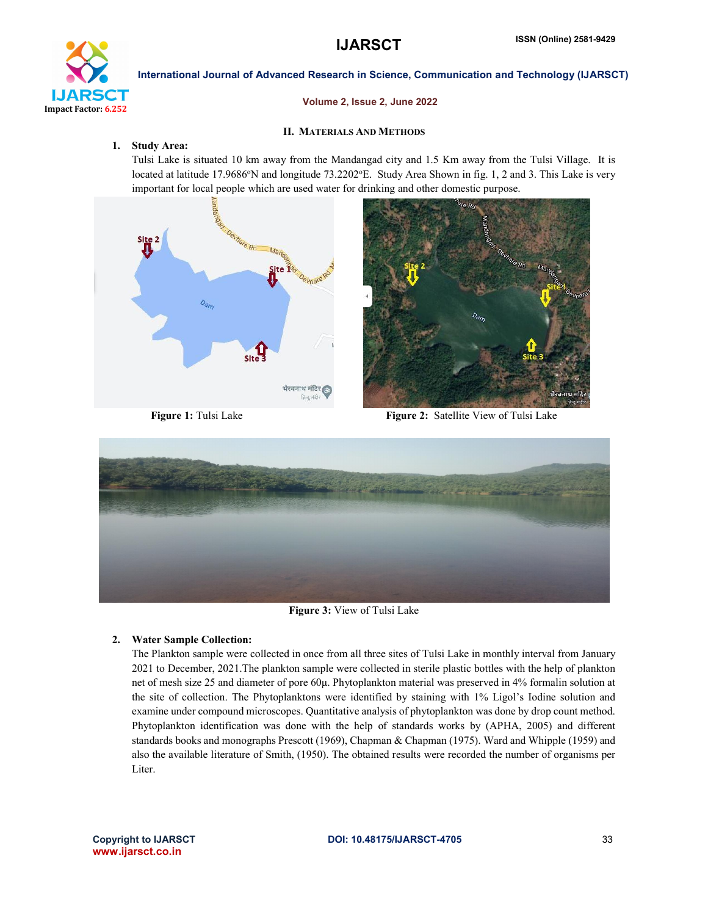## II. Materials And Methods

**1. Study Area:**

Tulsi Lake is situated 10 km away from the Mandangad city and 1.5 Km away from the Tulsi Village. It is located at latitude 17.9686°N and longitude 73.2202°E. Study Area Shown in fig. 1, 2 and 3. This Lake is very important for local people which are used water for drinking and other domestic purpose.

**Figure 1:** Tulsi Lake

**Figure 2:** Satellite View of Tulsi Lake

**Figure 3:** View of Tulsi Lake

**2. Water Sample Collection:**

The Plankton sample were collected in once from all three sites of Tulsi Lake in monthly interval from January 2021 to December, 2021.The plankton sample were collected in sterile plastic bottles with the help of plankton net of mesh size 25 and diameter of pore 60μ. Phytoplankton material was preserved in 4% formalin solution at the site of collection. The Phytoplanktons were identified by staining with 1% Ligol's Iodine solution and examine under compound microscopes. Quantitative analysis of phytoplankton was done by drop count method. Phytoplankton identification was done with the help of standards works by (APHA, 2005) and different standards books and monographs Prescott (1969), Chapman & Chapman (1975). Ward and Whipple (1959) and also the available literature of Smith, (1950). The obtained results were recorded the number of organisms per Liter.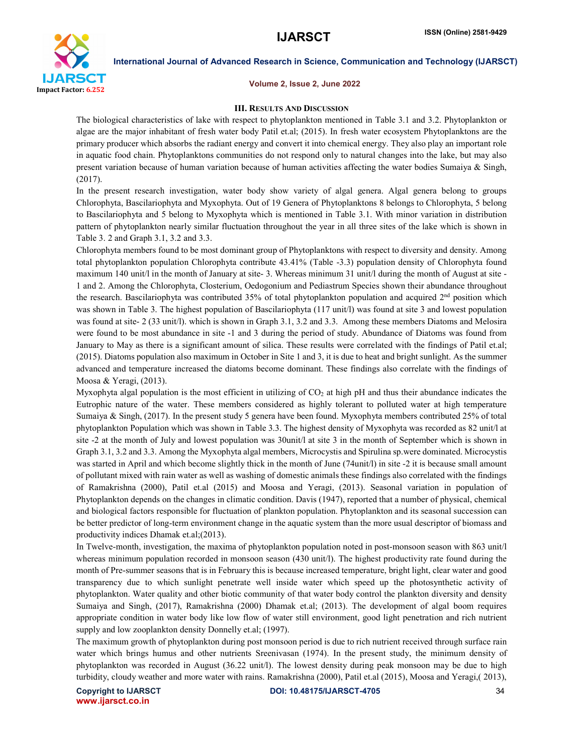### III. Results And Discussion

The biological characteristics of lake with respect to phytoplankton mentioned in Table 3.1 and 3.2. Phytoplankton or algae are the major inhabitant of fresh water body Patil et.al; (2015). In fresh water ecosystem Phytoplanktons are the primary producer which absorbs the radiant energy and convert it into chemical energy. They also play an important role in aquatic food chain. Phytoplanktons communities do not respond only to natural changes into the lake, but may also present variation because of human variation because of human activities affecting the water bodies Sumaiya & Singh, (2017).

In the present research investigation, water body show variety of algal genera. Algal genera belong to groups Chlorophyta, Bascilariophyta and Myxophyta. Out of 19 Genera of Phytoplanktons 8 belongs to Chlorophyta, 5 belong to Bascilariophyta and 5 belong to Myxophyta which is mentioned in Table 3.1. With minor variation in distribution pattern of phytoplankton nearly similar fluctuation throughout the year in all three sites of the lake which is shown in Table 3. 2 and Graph 3.1, 3.2 and 3.3.

Chlorophyta members found to be most dominant group of Phytoplanktons with respect to diversity and density. Among total phytoplankton population Chlorophyta contribute 43.41% (Table -3.3) population density of Chlorophyta found maximum 140 unit/l in the month of January at site- 3. Whereas minimum 31 unit/l during the month of August at site -1 and 2. Among the Chlorophyta, Closterium, Oedogonium and Pediastrum Species shown their abundance throughout the research. Bascilariophyta was contributed 35% of total phytoplankton population and acquired 2nd position which was shown in Table 3. The highest population of Bascilariophyta (117 unit/l) was found at site 3 and lowest population was found at site- 2 (33 unit/l). which is shown in Graph 3.1, 3.2 and 3.3. Among these members Diatoms and Melosira were found to be most abundance in site -1 and 3 during the period of study. Abundance of Diatoms was found from January to May as there is a significant amount of silica. These results were correlated with the findings of Patil et.al; (2015). Diatoms population also maximum in October in Site 1 and 3, it is due to heat and bright sunlight. As the summer advanced and temperature increased the diatoms become dominant. These findings also correlate with the findings of Moosa & Yeragi, (2013).

Myxophyta algal population is the most efficient in utilizing of $CO_2$ at high pH and thus their abundance indicates the Eutrophic nature of the water. These members considered as highly tolerant to polluted water at high temperature Sumaiya & Singh, (2017). In the present study 5 genera have been found. Myxophyta members contributed 25% of total phytoplankton Population which was shown in Table 3.3. The highest density of Myxophyta was recorded as 82 unit/l at site -2 at the month of July and lowest population was 30unit/l at site 3 in the month of September which is shown in Graph 3.1, 3.2 and 3.3. Among the Myxophyta algal members, Microcystis and Spirulina sp.were dominated. Microcystis was started in April and which become slightly thick in the month of June (74unit/l) in site -2 it is because small amount of pollutant mixed with rain water as well as washing of domestic animals these findings also correlated with the findings of Ramakrishna (2000), Patil et.al (2015) and Moosa and Yeragi, (2013). Seasonal variation in population of Phytoplankton depends on the changes in climatic condition. Davis (1947), reported that a number of physical, chemical and biological factors responsible for fluctuation of plankton population. Phytoplankton and its seasonal succession can be better predictor of long-term environment change in the aquatic system than the more usual descriptor of biomass and productivity indices Dhamak et.al;(2013).

In Twelve-month, investigation, the maxima of phytoplankton population noted in post-monsoon season with 863 unit/l whereas minimum population recorded in monsoon season (430 unit/l). The highest productivity rate found during the month of Pre-summer seasons that is in February this is because increased temperature, bright light, clear water and good transparency due to which sunlight penetrate well inside water which speed up the photosynthetic activity of phytoplankton. Water quality and other biotic community of that water body control the plankton diversity and density Sumaiya and Singh, (2017), Ramakrishna (2000) Dhamak et.al; (2013). The development of algal boom requires appropriate condition in water body like low flow of water still environment, good light penetration and rich nutrient supply and low zooplankton density Donnelly et.al; (1997).

The maximum growth of phytoplankton during post monsoon period is due to rich nutrient received through surface rain water which brings humus and other nutrients Sreenivasan (1974). In the present study, the minimum density of phytoplankton was recorded in August (36.22 unit/l). The lowest density during peak monsoon may be due to high turbidity, cloudy weather and more water with rains. Ramakrishna (2000), Patil et.al (2015), Moosa and Yeragi,( 2013),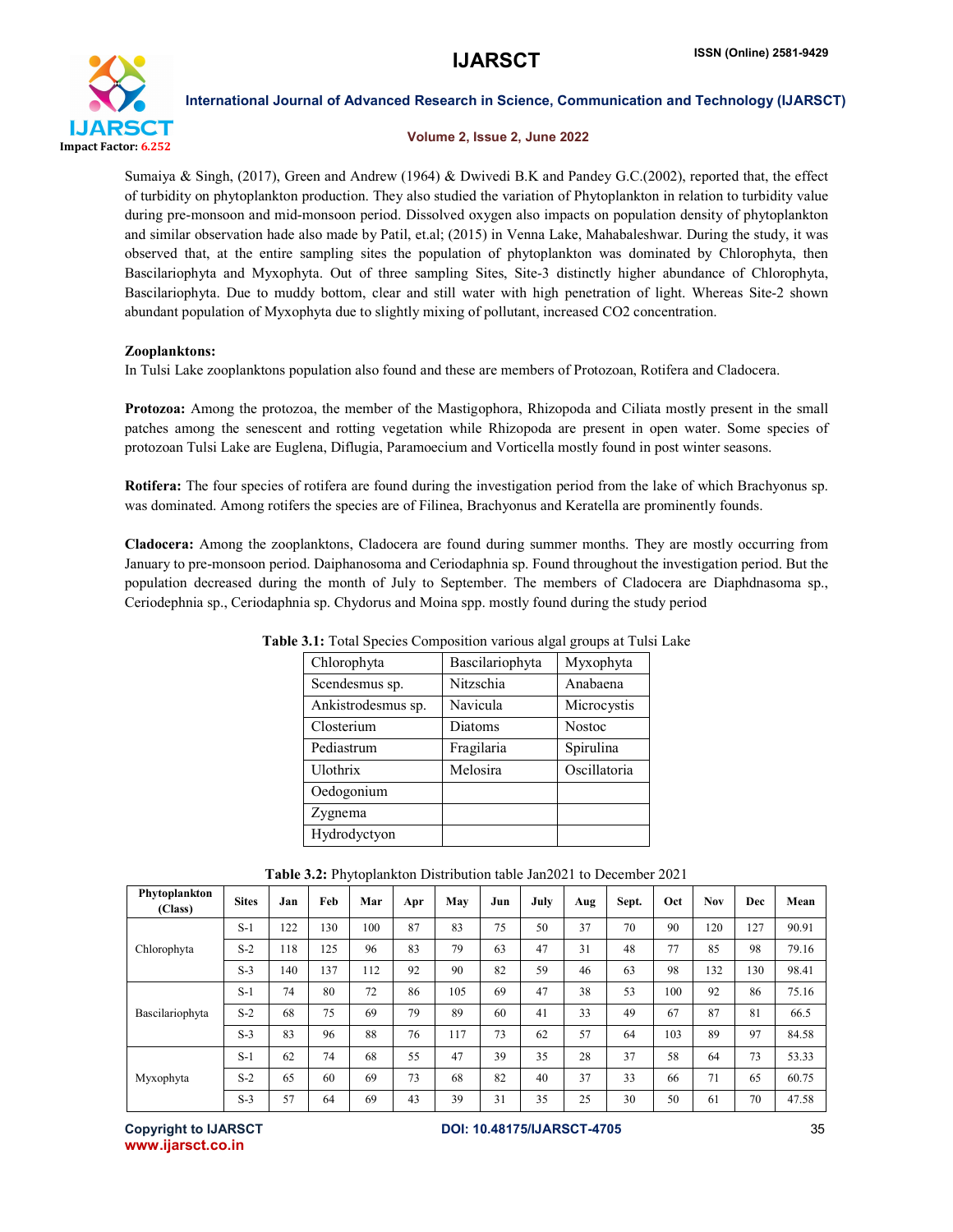Sumaiya & Singh, (2017), Green and Andrew (1964) & Dwivedi B.K and Pandey G.C.(2002), reported that, the effect of turbidity on phytoplankton production. They also studied the variation of Phytoplankton in relation to turbidity value during pre-monsoon and mid-monsoon period. Dissolved oxygen also impacts on population density of phytoplankton and similar observation hade also made by Patil, et.al; (2015) in Venna Lake, Mahabaleshwar. During the study, it was observed that, at the entire sampling sites the population of phytoplankton was dominated by Chlorophyta, then Bascilariophyta and Myxophyta. Out of three sampling Sites, Site-3 distinctly higher abundance of Chlorophyta, Bascilariophyta. Due to muddy bottom, clear and still water with high penetration of light. Whereas Site-2 shown abundant population of Myxophyta due to slightly mixing of pollutant, increased CO2 concentration.

**Zooplanktons:**

In Tulsi Lake zooplanktons population also found and these are members of Protozoan, Rotifera and Cladocera.

**Protozoa:** Among the protozoa, the member of the Mastigophora, Rhizopoda and Ciliata mostly present in the small patches among the senescent and rotting vegetation while Rhizopoda are present in open water. Some species of protozoan Tulsi Lake are Euglena, Diflugia, Paramoecium and Vorticella mostly found in post winter seasons.

**Rotifera:** The four species of rotifera are found during the investigation period from the lake of which Brachyonus sp. was dominated. Among rotifers the species are of Filinea, Brachyonus and Keratella are prominently founds.

**Cladocera:** Among the zooplanktons, Cladocera are found during summer months. They are mostly occurring from January to pre-monsoon period. Daiphanosoma and Ceriodaphnia sp. Found throughout the investigation period. But the population decreased during the month of July to September. The members of Cladocera are Diaphdnasoma sp., Ceriodephnia sp., Ceriodaphnia sp. Chydorus and Moina spp. mostly found during the study period

**Table 3.1:** Total Species Composition various algal groups at Tulsi Lake

| Chlorophyta | Bascilariophyta | Myxophyta |
|---|---|---|
| Scendesmus sp. | Nitzschia | Anabaena |
| Ankistrodesmus sp. | Navicula | Microcystis |
| Closterium | Diatoms | Nostoc |
| Pediastrum | Fragilaria | Spirulina |
| Ulothrix | Melosira | Oscillatoria |
| Oedogonium | | |
| Zygnema | | |
| Hydrodyctyon | | |

**Table 3.2:** Phytoplankton Distribution table Jan2021 to December 2021

| Phytoplankton (Class) | Sites | Jan | Feb | Mar | Apr | May | Jun | July | Aug | Sept. | Oct | Nov | Dec | Mean |
|---|---|---|---|---|---|---|---|---|---|---|---|---|---|---|
| Chlorophyta | S-1 | 122 | 130 | 100 | 87 | 83 | 75 | 50 | 37 | 70 | 90 | 120 | 127 | 90.91 |
| | S-2 | 118 | 125 | 96 | 83 | 79 | 63 | 47 | 31 | 48 | 77 | 85 | 98 | 79.16 |
| | S-3 | 140 | 137 | 112 | 92 | 90 | 82 | 59 | 46 | 63 | 98 | 132 | 130 | 98.41 |
| Bascilariophyta | S-1 | 74 | 80 | 72 | 86 | 105 | 69 | 47 | 38 | 53 | 100 | 92 | 86 | 75.16 |
| | S-2 | 68 | 75 | 69 | 79 | 89 | 60 | 41 | 33 | 49 | 67 | 87 | 81 | 66.5 |
| | S-3 | 83 | 96 | 88 | 76 | 117 | 73 | 62 | 57 | 64 | 103 | 89 | 97 | 84.58 |
| Myxophyta | S-1 | 62 | 74 | 68 | 55 | 47 | 39 | 35 | 28 | 37 | 58 | 64 | 73 | 53.33 |
| | S-2 | 65 | 60 | 69 | 73 | 68 | 82 | 40 | 37 | 33 | 66 | 71 | 65 | 60.75 |
| | S-3 | 57 | 64 | 69 | 43 | 39 | 31 | 35 | 25 | 30 | 50 | 61 | 70 | 47.58 |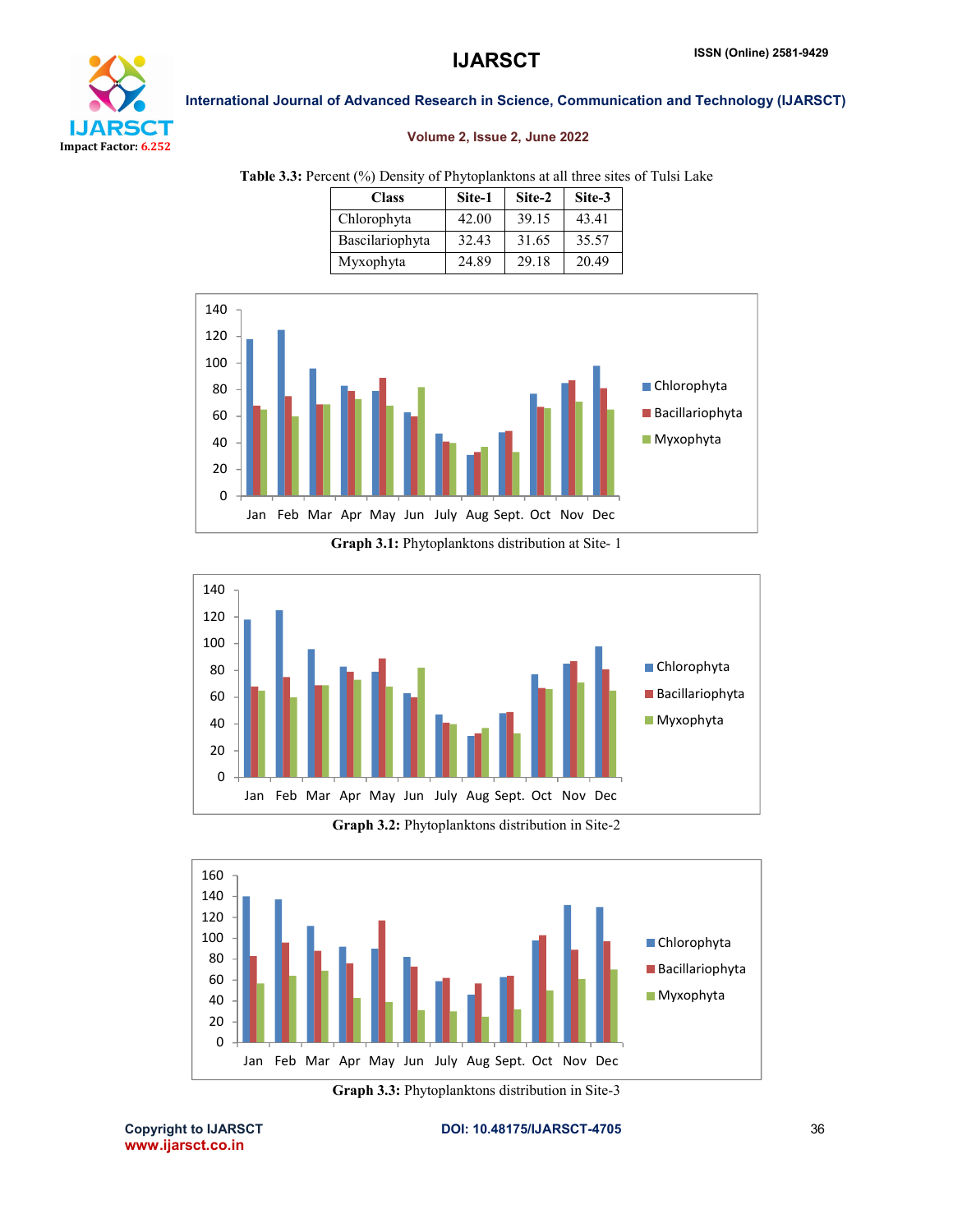**Table 3.3:** Percent (%) Density of Phytoplanktons at all three sites of Tulsi Lake

| Class | Site-1 | Site-2 | Site-3 |
|---|---|---|---|
| Chlorophyta | 42.00 | 39.15 | 43.41 |
| Bascilariophyta | 32.43 | 31.65 | 35.57 |
| Myxophyta | 24.89 | 29.18 | 20.49 |

**Graph 3.1:** Phytoplanktons distribution at Site- 1

**Graph 3.2:** Phytoplanktons distribution in Site-2

**Graph 3.3:** Phytoplanktons distribution in Site-3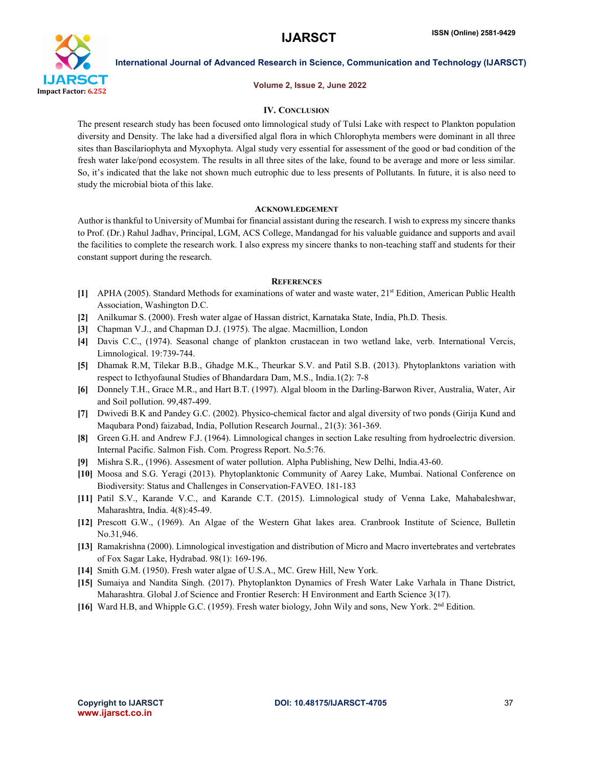## IV. Conclusion

The present research study has been focused onto limnological study of Tulsi Lake with respect to Plankton population diversity and Density. The lake had a diversified algal flora in which Chlorophyta members were dominant in all three sites than Bascilariophyta and Myxophyta. Algal study very essential for assessment of the good or bad condition of the fresh water lake/pond ecosystem. The results in all three sites of the lake, found to be average and more or less similar. So, it's indicated that the lake not shown much eutrophic due to less presents of Pollutants. In future, it is also need to study the microbial biota of this lake.

## Acknowledgement

Author is thankful to University of Mumbai for financial assistant during the research. I wish to express my sincere thanks to Prof. (Dr.) Rahul Jadhav, Principal, LGM, ACS College, Mandangad for his valuable guidance and supports and avail the facilities to complete the research work. I also express my sincere thanks to non-teaching staff and students for their constant support during the research.

## References

[1] APHA (2005). Standard Methods for examinations of water and waste water, 21st Edition, American Public Health Association, Washington D.C.

[2] Anilkumar S. (2000). Fresh water algae of Hassan district, Karnataka State, India, Ph.D. Thesis.

[3] Chapman V.J., and Chapman D.J. (1975). The algae. Macmillion, London

[4] Davis C.C., (1974). Seasonal change of plankton crustacean in two wetland lake, verb. International Vercis, Limnological. 19:739-744.

[5] Dhamak R.M, Tilekar B.B., Ghadge M.K., Theurkar S.V. and Patil S.B. (2013). Phytoplanktons variation with respect to Icthyofaunal Studies of Bhandardara Dam, M.S., India.1(2): 7-8

[6] Donnely T.H., Grace M.R., and Hart B.T. (1997). Algal bloom in the Darling-Barwon River, Australia, Water, Air and Soil pollution. 99,487-499.

[7] Dwivedi B.K and Pandey G.C. (2002). Physico-chemical factor and algal diversity of two ponds (Girija Kund and Maqubara Pond) faizabad, India, Pollution Research Journal., 21(3): 361-369.

[8] Green G.H. and Andrew F.J. (1964). Limnological changes in section Lake resulting from hydroelectric diversion. Internal Pacific. Salmon Fish. Com. Progress Report. No.5:76.

[9] Mishra S.R., (1996). Assesment of water pollution. Alpha Publishing, New Delhi, India.43-60.

[10] Moosa and S.G. Yeragi (2013). Phytoplanktonic Community of Aarey Lake, Mumbai. National Conference on Biodiversity: Status and Challenges in Conservation-FAVEO. 181-183

[11] Patil S.V., Karande V.C., and Karande C.T. (2015). Limnological study of Venna Lake, Mahabaleshwar, Maharashtra, India. 4(8):45-49.

[12] Prescott G.W., (1969). An Algae of the Western Ghat lakes area. Cranbrook Institute of Science, Bulletin No.31,946.

[13] Ramakrishna (2000). Limnological investigation and distribution of Micro and Macro invertebrates and vertebrates of Fox Sagar Lake, Hydrabad. 98(1): 169-196.

[14] Smith G.M. (1950). Fresh water algae of U.S.A., MC. Grew Hill, New York.

[15] Sumaiya and Nandita Singh. (2017). Phytoplankton Dynamics of Fresh Water Lake Varhala in Thane District, Maharashtra. Global J.of Science and Frontier Reserch: H Environment and Earth Science 3(17).

[16] Ward H.B, and Whipple G.C. (1959). Fresh water biology, John Wily and sons, New York. 2nd Edition.